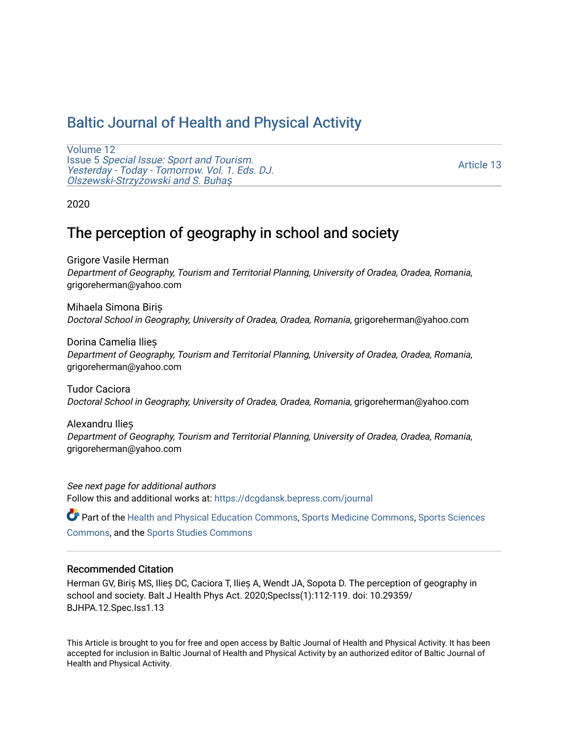# Baltic Journal of Health and Physical Activity

Volume 12
Issue 5 *Special Issue: Sport and Tourism. Yesterday - Today - Tomorrow. Vol. 1. Eds. DJ. Olszewski-Strzyżowski and S. Buhaş*

Article 13

2020

## The perception of geography in school and society

Grigore Vasile Herman
*Department of Geography, Tourism and Territorial Planning, University of Oradea, Oradea, Romania*, grigoreherman@yahoo.com

Mihaela Simona Biriș
*Doctoral School in Geography, University of Oradea, Oradea, Romania*, grigoreherman@yahoo.com

Dorina Camelia Ilieș
*Department of Geography, Tourism and Territorial Planning, University of Oradea, Oradea, Romania*, grigoreherman@yahoo.com

Tudor Caciora
*Doctoral School in Geography, University of Oradea, Oradea, Romania*, grigoreherman@yahoo.com

Alexandru Ilieș
*Department of Geography, Tourism and Territorial Planning, University of Oradea, Oradea, Romania*, grigoreherman@yahoo.com

*See next page for additional authors*

Follow this and additional works at: https://dcgdansk.bepress.com/journal

Part of the Health and Physical Education Commons, Sports Medicine Commons, Sports Sciences Commons, and the Sports Studies Commons

### Recommended Citation

Herman GV, Biriș MS, Ilieș DC, Caciora T, Ilieș A, Wendt JA, Sopota D. The perception of geography in school and society. Balt J Health Phys Act. 2020;SpecIss(1):112-119. doi: 10.29359/BJHPA.12.Spec.Iss1.13

This Article is brought to you for free and open access by Baltic Journal of Health and Physical Activity. It has been accepted for inclusion in Baltic Journal of Health and Physical Activity by an authorized editor of Baltic Journal of Health and Physical Activity.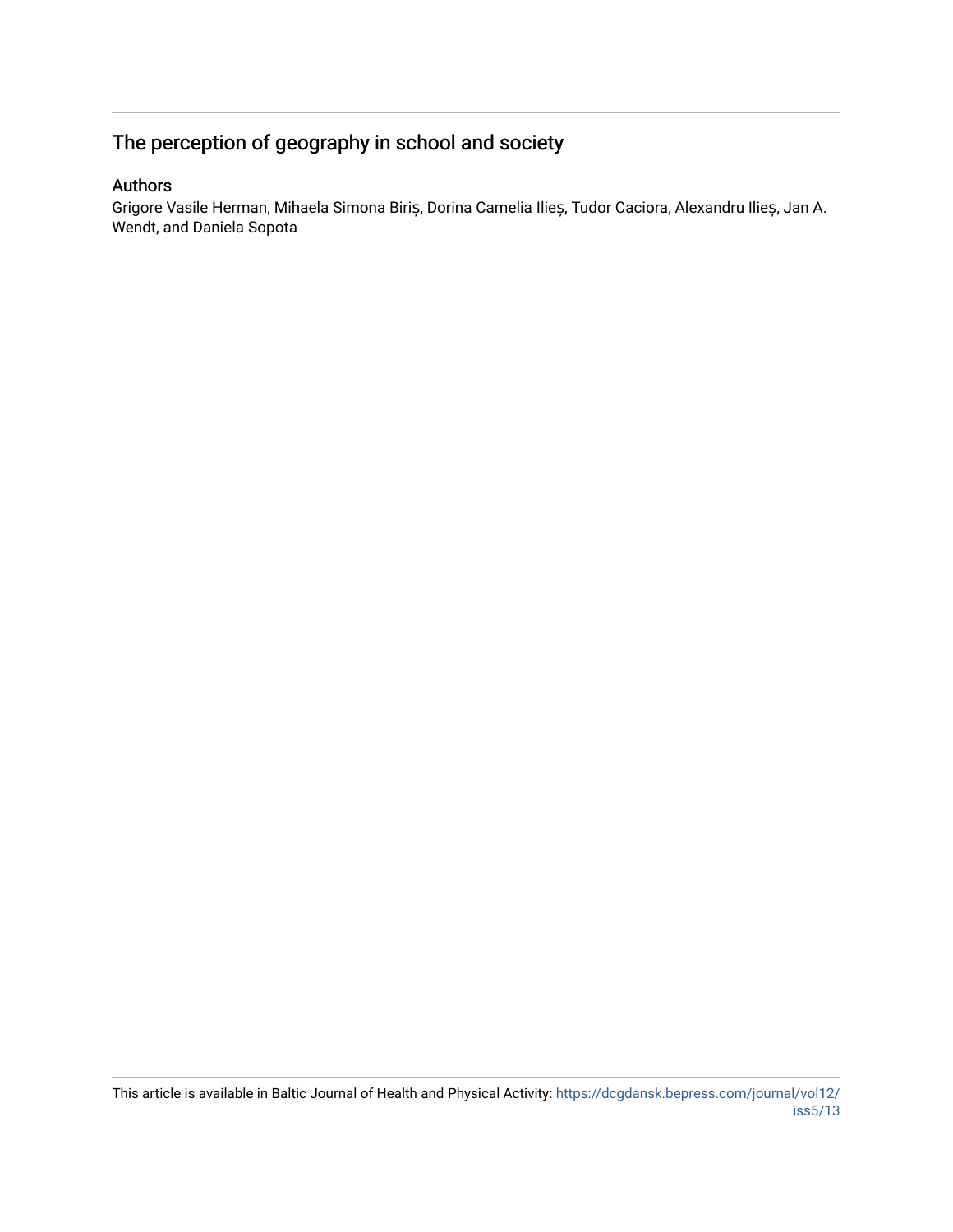# The perception of geography in school and society

## Authors

Grigore Vasile Herman, Mihaela Simona Biriș, Dorina Camelia Ilieș, Tudor Caciora, Alexandru Ilieș, Jan A. Wendt, and Daniela Sopota

This article is available in Baltic Journal of Health and Physical Activity: https://dcgdansk.bepress.com/journal/vol12/iss5/13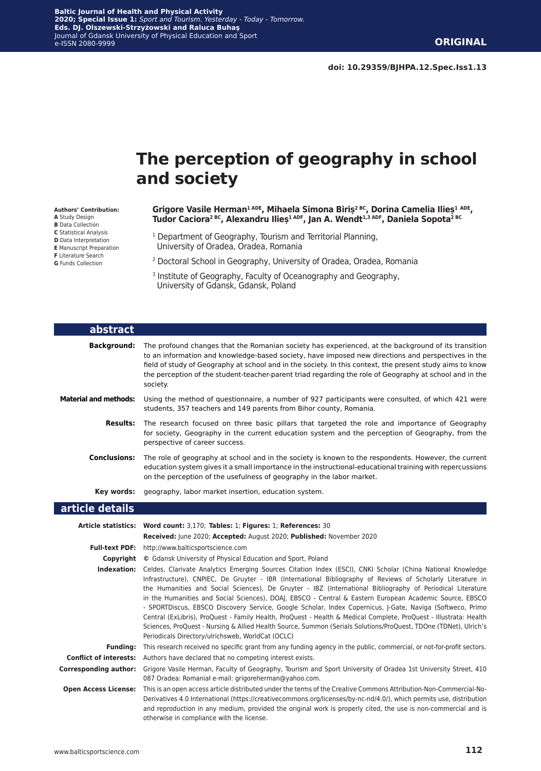**ORIGINAL**

doi: 10.29359/BJHPA.12.Spec.Iss1.13

# The perception of geography in school and society

**Authors' Contribution:**
**A** Study Design
**B** Data Collection
**C** Statistical Analysis
**D** Data Interpretation
**E** Manuscript Preparation
**F** Literature Search
**G** Funds Collection

**Grigore Vasile Herman[1 ADE], Mihaela Simona Biriș[2 BC], Dorina Camelia Ilieș[1 ADE], Tudor Caciora[2 BC], Alexandru Ilieș[1 ADF], Jan A. Wendt[1,3 ADF], Daniela Sopota[2 BC]**

[1] Department of Geography, Tourism and Territorial Planning, University of Oradea, Oradea, Romania

[2] Doctoral School in Geography, University of Oradea, Oradea, Romania

[3] Institute of Geography, Faculty of Oceanography and Geography, University of Gdansk, Gdansk, Poland

## abstract

**Background:** The profound changes that the Romanian society has experienced, at the background of its transition to an information and knowledge-based society, have imposed new directions and perspectives in the field of study of Geography at school and in the society. In this context, the present study aims to know the perception of the student-teacher-parent triad regarding the role of Geography at school and in the society.

**Material and methods:** Using the method of questionnaire, a number of 927 participants were consulted, of which 421 were students, 357 teachers and 149 parents from Bihor county, Romania.

**Results:** The research focused on three basic pillars that targeted the role and importance of Geography for society, Geography in the current education system and the perception of Geography, from the perspective of career success.

**Conclusions:** The role of geography at school and in the society is known to the respondents. However, the current education system gives it a small importance in the instructional-educational training with repercussions on the perception of the usefulness of geography in the labor market.

**Key words:** geography, labor market insertion, education system.

## article details

**Article statistics:** **Word count:** 3,170; **Tables:** 1; **Figures:** 1; **References:** 30
**Received:** June 2020; **Accepted:** August 2020; **Published:** November 2020

**Full-text PDF:** http://www.balticsportscience.com

**Copyright** © Gdansk University of Physical Education and Sport, Poland

**Indexation:** Celdes, Clarivate Analytics Emerging Sources Citation Index (ESCI), CNKI Scholar (China National Knowledge Infrastructure), CNPIEC, De Gruyter - IBR (International Bibliography of Reviews of Scholarly Literature in the Humanities and Social Sciences), De Gruyter - IBZ (International Bibliography of Periodical Literature in the Humanities and Social Sciences), DOAJ, EBSCO - Central & Eastern European Academic Source, EBSCO - SPORTDiscus, EBSCO Discovery Service, Google Scholar, Index Copernicus, J-Gate, Naviga (Softweco, Primo Central (ExLibris), ProQuest - Family Health, ProQuest - Health & Medical Complete, ProQuest - Illustrata: Health Sciences, ProQuest - Nursing & Allied Health Source, Summon (Serials Solutions/ProQuest, TDOne (TDNet), Ulrich's Periodicals Directory/ulrichsweb, WorldCat (OCLC)

**Funding:** This research received no specific grant from any funding agency in the public, commercial, or not-for-profit sectors.

**Conflict of interests:** Authors have declared that no competing interest exists.

**Corresponding author:** Grigore Vasile Herman, Faculty of Geography, Tourism and Sport University of Oradea 1st University Street, 410 087 Oradea: Romania‡ e-mail: grigoreherman@yahoo.com.

**Open Access License:** This is an open access article distributed under the terms of the Creative Commons Attribution-Non-Commercial-No-Derivatives 4.0 International (https://creativecommons.org/licenses/by-nc-nd/4.0/), which permits use, distribution and reproduction in any medium, provided the original work is properly cited, the use is non-commercial and is otherwise in compliance with the license.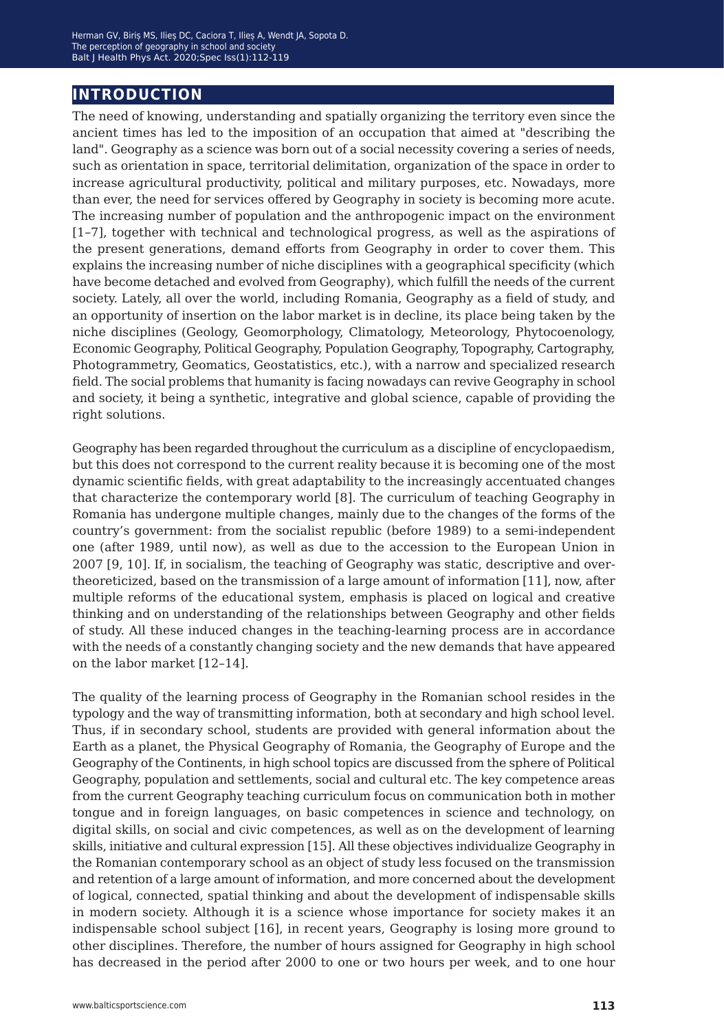## INTRODUCTION

The need of knowing, understanding and spatially organizing the territory even since the ancient times has led to the imposition of an occupation that aimed at "describing the land". Geography as a science was born out of a social necessity covering a series of needs, such as orientation in space, territorial delimitation, organization of the space in order to increase agricultural productivity, political and military purposes, etc. Nowadays, more than ever, the need for services offered by Geography in society is becoming more acute. The increasing number of population and the anthropogenic impact on the environment [1–7], together with technical and technological progress, as well as the aspirations of the present generations, demand efforts from Geography in order to cover them. This explains the increasing number of niche disciplines with a geographical specificity (which have become detached and evolved from Geography), which fulfill the needs of the current society. Lately, all over the world, including Romania, Geography as a field of study, and an opportunity of insertion on the labor market is in decline, its place being taken by the niche disciplines (Geology, Geomorphology, Climatology, Meteorology, Phytocoenology, Economic Geography, Political Geography, Population Geography, Topography, Cartography, Photogrammetry, Geomatics, Geostatistics, etc.), with a narrow and specialized research field. The social problems that humanity is facing nowadays can revive Geography in school and society, it being a synthetic, integrative and global science, capable of providing the right solutions.

Geography has been regarded throughout the curriculum as a discipline of encyclopaedism, but this does not correspond to the current reality because it is becoming one of the most dynamic scientific fields, with great adaptability to the increasingly accentuated changes that characterize the contemporary world [8]. The curriculum of teaching Geography in Romania has undergone multiple changes, mainly due to the changes of the forms of the country's government: from the socialist republic (before 1989) to a semi-independent one (after 1989, until now), as well as due to the accession to the European Union in 2007 [9, 10]. If, in socialism, the teaching of Geography was static, descriptive and over-theoreticized, based on the transmission of a large amount of information [11], now, after multiple reforms of the educational system, emphasis is placed on logical and creative thinking and on understanding of the relationships between Geography and other fields of study. All these induced changes in the teaching-learning process are in accordance with the needs of a constantly changing society and the new demands that have appeared on the labor market [12–14].

The quality of the learning process of Geography in the Romanian school resides in the typology and the way of transmitting information, both at secondary and high school level. Thus, if in secondary school, students are provided with general information about the Earth as a planet, the Physical Geography of Romania, the Geography of Europe and the Geography of the Continents, in high school topics are discussed from the sphere of Political Geography, population and settlements, social and cultural etc. The key competence areas from the current Geography teaching curriculum focus on communication both in mother tongue and in foreign languages, on basic competences in science and technology, on digital skills, on social and civic competences, as well as on the development of learning skills, initiative and cultural expression [15]. All these objectives individualize Geography in the Romanian contemporary school as an object of study less focused on the transmission and retention of a large amount of information, and more concerned about the development of logical, connected, spatial thinking and about the development of indispensable skills in modern society. Although it is a science whose importance for society makes it an indispensable school subject [16], in recent years, Geography is losing more ground to other disciplines. Therefore, the number of hours assigned for Geography in high school has decreased in the period after 2000 to one or two hours per week, and to one hour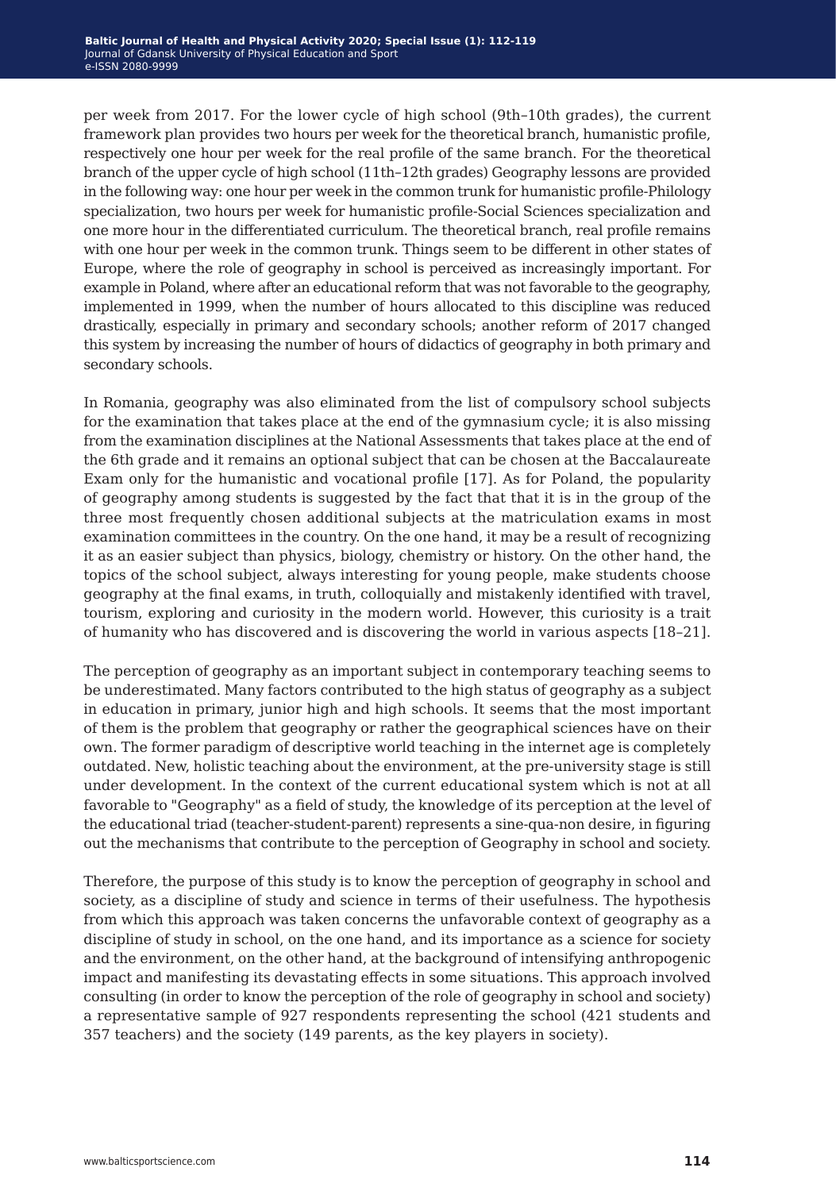per week from 2017. For the lower cycle of high school (9th–10th grades), the current framework plan provides two hours per week for the theoretical branch, humanistic profile, respectively one hour per week for the real profile of the same branch. For the theoretical branch of the upper cycle of high school (11th–12th grades) Geography lessons are provided in the following way: one hour per week in the common trunk for humanistic profile-Philology specialization, two hours per week for humanistic profile-Social Sciences specialization and one more hour in the differentiated curriculum. The theoretical branch, real profile remains with one hour per week in the common trunk. Things seem to be different in other states of Europe, where the role of geography in school is perceived as increasingly important. For example in Poland, where after an educational reform that was not favorable to the geography, implemented in 1999, when the number of hours allocated to this discipline was reduced drastically, especially in primary and secondary schools; another reform of 2017 changed this system by increasing the number of hours of didactics of geography in both primary and secondary schools.

In Romania, geography was also eliminated from the list of compulsory school subjects for the examination that takes place at the end of the gymnasium cycle; it is also missing from the examination disciplines at the National Assessments that takes place at the end of the 6th grade and it remains an optional subject that can be chosen at the Baccalaureate Exam only for the humanistic and vocational profile [17]. As for Poland, the popularity of geography among students is suggested by the fact that that it is in the group of the three most frequently chosen additional subjects at the matriculation exams in most examination committees in the country. On the one hand, it may be a result of recognizing it as an easier subject than physics, biology, chemistry or history. On the other hand, the topics of the school subject, always interesting for young people, make students choose geography at the final exams, in truth, colloquially and mistakenly identified with travel, tourism, exploring and curiosity in the modern world. However, this curiosity is a trait of humanity who has discovered and is discovering the world in various aspects [18–21].

The perception of geography as an important subject in contemporary teaching seems to be underestimated. Many factors contributed to the high status of geography as a subject in education in primary, junior high and high schools. It seems that the most important of them is the problem that geography or rather the geographical sciences have on their own. The former paradigm of descriptive world teaching in the internet age is completely outdated. New, holistic teaching about the environment, at the pre-university stage is still under development. In the context of the current educational system which is not at all favorable to "Geography" as a field of study, the knowledge of its perception at the level of the educational triad (teacher-student-parent) represents a sine-qua-non desire, in figuring out the mechanisms that contribute to the perception of Geography in school and society.

Therefore, the purpose of this study is to know the perception of geography in school and society, as a discipline of study and science in terms of their usefulness. The hypothesis from which this approach was taken concerns the unfavorable context of geography as a discipline of study in school, on the one hand, and its importance as a science for society and the environment, on the other hand, at the background of intensifying anthropogenic impact and manifesting its devastating effects in some situations. This approach involved consulting (in order to know the perception of the role of geography in school and society) a representative sample of 927 respondents representing the school (421 students and 357 teachers) and the society (149 parents, as the key players in society).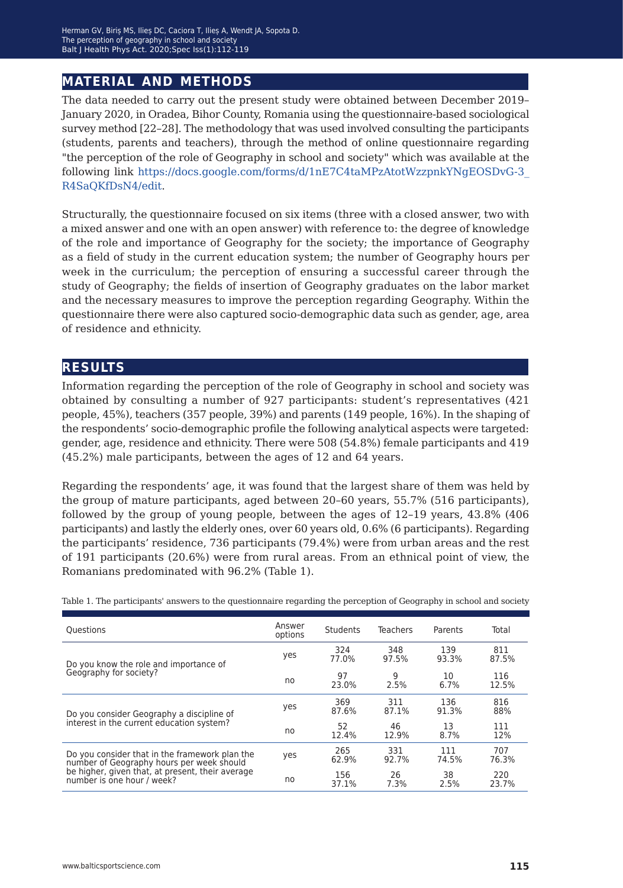## MATERIAL AND METHODS

The data needed to carry out the present study were obtained between December 2019–January 2020, in Oradea, Bihor County, Romania using the questionnaire-based sociological survey method [22–28]. The methodology that was used involved consulting the participants (students, parents and teachers), through the method of online questionnaire regarding "the perception of the role of Geography in school and society" which was available at the following link https://docs.google.com/forms/d/1nE7C4taMPzAtotWzzpnkYNgEOSDvG-3_R4SaQKfDsN4/edit.

Structurally, the questionnaire focused on six items (three with a closed answer, two with a mixed answer and one with an open answer) with reference to: the degree of knowledge of the role and importance of Geography for the society; the importance of Geography as a field of study in the current education system; the number of Geography hours per week in the curriculum; the perception of ensuring a successful career through the study of Geography; the fields of insertion of Geography graduates on the labor market and the necessary measures to improve the perception regarding Geography. Within the questionnaire there were also captured socio-demographic data such as gender, age, area of residence and ethnicity.

## RESULTS

Information regarding the perception of the role of Geography in school and society was obtained by consulting a number of 927 participants: student's representatives (421 people, 45%), teachers (357 people, 39%) and parents (149 people, 16%). In the shaping of the respondents' socio-demographic profile the following analytical aspects were targeted: gender, age, residence and ethnicity. There were 508 (54.8%) female participants and 419 (45.2%) male participants, between the ages of 12 and 64 years.

Regarding the respondents' age, it was found that the largest share of them was held by the group of mature participants, aged between 20–60 years, 55.7% (516 participants), followed by the group of young people, between the ages of 12–19 years, 43.8% (406 participants) and lastly the elderly ones, over 60 years old, 0.6% (6 participants). Regarding the participants' residence, 736 participants (79.4%) were from urban areas and the rest of 191 participants (20.6%) were from rural areas. From an ethnical point of view, the Romanians predominated with 96.2% (Table 1).

Table 1. The participants' answers to the questionnaire regarding the perception of Geography in school and society

| Questions | Answer options | Students | Teachers | Parents | Total |
|---|---|---|---|---|---|
| Do you know the role and importance of Geography for society? | yes | 324 77.0% | 348 97.5% | 139 93.3% | 811 87.5% |
| | no | 97 23.0% | 9 2.5% | 10 6.7% | 116 12.5% |
| Do you consider Geography a discipline of interest in the current education system? | yes | 369 87.6% | 311 87.1% | 136 91.3% | 816 88% |
| | no | 52 12.4% | 46 12.9% | 13 8.7% | 111 12% |
| Do you consider that in the framework plan the number of Geography hours per week should be higher, given that, at present, their average number is one hour / week? | yes | 265 62.9% | 331 92.7% | 111 74.5% | 707 76.3% |
| | no | 156 37.1% | 26 7.3% | 38 2.5% | 220 23.7% |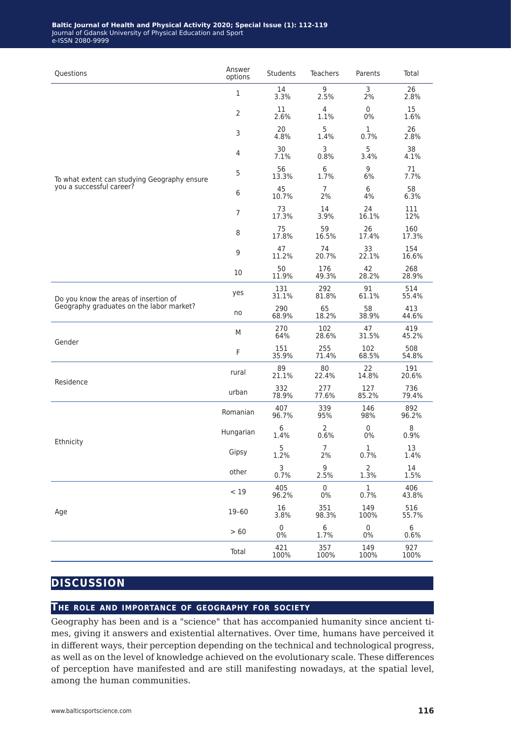| Questions | Answer options | Students | Teachers | Parents | Total |
|---|---|---|---|---|---|
| To what extent can studying Geography ensure you a successful career? | 1 | 14<br>3.3% | 9<br>2.5% | 3<br>2% | 26<br>2.8% |
| | 2 | 11<br>2.6% | 4<br>1.1% | 0<br>0% | 15<br>1.6% |
| | 3 | 20<br>4.8% | 5<br>1.4% | 1<br>0.7% | 26<br>2.8% |
| | 4 | 30<br>7.1% | 3<br>0.8% | 5<br>3.4% | 38<br>4.1% |
| | 5 | 56<br>13.3% | 6<br>1.7% | 9<br>6% | 71<br>7.7% |
| | 6 | 45<br>10.7% | 7<br>2% | 6<br>4% | 58<br>6.3% |
| | 7 | 73<br>17.3% | 14<br>3.9% | 24<br>16.1% | 111<br>12% |
| | 8 | 75<br>17.8% | 59<br>16.5% | 26<br>17.4% | 160<br>17.3% |
| | 9 | 47<br>11.2% | 74<br>20.7% | 33<br>22.1% | 154<br>16.6% |
| | 10 | 50<br>11.9% | 176<br>49.3% | 42<br>28.2% | 268<br>28.9% |
| Do you know the areas of insertion of Geography graduates on the labor market? | yes | 131<br>31.1% | 292<br>81.8% | 91<br>61.1% | 514<br>55.4% |
| | no | 290<br>68.9% | 65<br>18.2% | 58<br>38.9% | 413<br>44.6% |
| Gender | M | 270<br>64% | 102<br>28.6% | 47<br>31.5% | 419<br>45.2% |
| | F | 151<br>35.9% | 255<br>71.4% | 102<br>68.5% | 508<br>54.8% |
| Residence | rural | 89<br>21.1% | 80<br>22.4% | 22<br>14.8% | 191<br>20.6% |
| | urban | 332<br>78.9% | 277<br>77.6% | 127<br>85.2% | 736<br>79.4% |
| Ethnicity | Romanian | 407<br>96.7% | 339<br>95% | 146<br>98% | 892<br>96.2% |
| | Hungarian | 6<br>1.4% | 2<br>0.6% | 0<br>0% | 8<br>0.9% |
| | Gipsy | 5<br>1.2% | 7<br>2% | 1<br>0.7% | 13<br>1.4% |
| | other | 3<br>0.7% | 9<br>2.5% | 2<br>1.3% | 14<br>1.5% |
| Age | < 19 | 405<br>96.2% | 0<br>0% | 1<br>0.7% | 406<br>43.8% |
| | 19–60 | 16<br>3.8% | 351<br>98.3% | 149<br>100% | 516<br>55.7% |
| | > 60 | 0<br>0% | 6<br>1.7% | 0<br>0% | 6<br>0.6% |
| | Total | 421<br>100% | 357<br>100% | 149<br>100% | 927<br>100% |

# DISCUSSION

## The role and importance of geography for society

Geography has been and is a "science" that has accompanied humanity since ancient times, giving it answers and existential alternatives. Over time, humans have perceived it in different ways, their perception depending on the technical and technological progress, as well as on the level of knowledge achieved on the evolutionary scale. These differences of perception have manifested and are still manifesting nowadays, at the spatial level, among the human communities.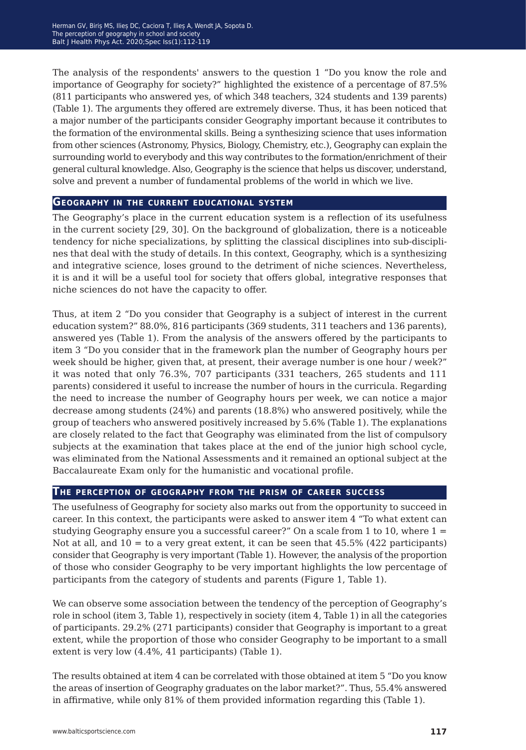The analysis of the respondents' answers to the question 1 "Do you know the role and importance of Geography for society?" highlighted the existence of a percentage of 87.5% (811 participants who answered yes, of which 348 teachers, 324 students and 139 parents) (Table 1). The arguments they offered are extremely diverse. Thus, it has been noticed that a major number of the participants consider Geography important because it contributes to the formation of the environmental skills. Being a synthesizing science that uses information from other sciences (Astronomy, Physics, Biology, Chemistry, etc.), Geography can explain the surrounding world to everybody and this way contributes to the formation/enrichment of their general cultural knowledge. Also, Geography is the science that helps us discover, understand, solve and prevent a number of fundamental problems of the world in which we live.

## Geography in the current educational system

The Geography's place in the current education system is a reflection of its usefulness in the current society [29, 30]. On the background of globalization, there is a noticeable tendency for niche specializations, by splitting the classical disciplines into sub-disciplines that deal with the study of details. In this context, Geography, which is a synthesizing and integrative science, loses ground to the detriment of niche sciences. Nevertheless, it is and it will be a useful tool for society that offers global, integrative responses that niche sciences do not have the capacity to offer.

Thus, at item 2 "Do you consider that Geography is a subject of interest in the current education system?" 88.0%, 816 participants (369 students, 311 teachers and 136 parents), answered yes (Table 1). From the analysis of the answers offered by the participants to item 3 "Do you consider that in the framework plan the number of Geography hours per week should be higher, given that, at present, their average number is one hour / week?" it was noted that only 76.3%, 707 participants (331 teachers, 265 students and 111 parents) considered it useful to increase the number of hours in the curricula. Regarding the need to increase the number of Geography hours per week, we can notice a major decrease among students (24%) and parents (18.8%) who answered positively, while the group of teachers who answered positively increased by 5.6% (Table 1). The explanations are closely related to the fact that Geography was eliminated from the list of compulsory subjects at the examination that takes place at the end of the junior high school cycle, was eliminated from the National Assessments and it remained an optional subject at the Baccalaureate Exam only for the humanistic and vocational profile.

## The perception of geography from the prism of career success

The usefulness of Geography for society also marks out from the opportunity to succeed in career. In this context, the participants were asked to answer item 4 "To what extent can studying Geography ensure you a successful career?" On a scale from 1 to 10, where 1 = Not at all, and 10 = to a very great extent, it can be seen that 45.5% (422 participants) consider that Geography is very important (Table 1). However, the analysis of the proportion of those who consider Geography to be very important highlights the low percentage of participants from the category of students and parents (Figure 1, Table 1).

We can observe some association between the tendency of the perception of Geography's role in school (item 3, Table 1), respectively in society (item 4, Table 1) in all the categories of participants. 29.2% (271 participants) consider that Geography is important to a great extent, while the proportion of those who consider Geography to be important to a small extent is very low (4.4%, 41 participants) (Table 1).

The results obtained at item 4 can be correlated with those obtained at item 5 "Do you know the areas of insertion of Geography graduates on the labor market?". Thus, 55.4% answered in affirmative, while only 81% of them provided information regarding this (Table 1).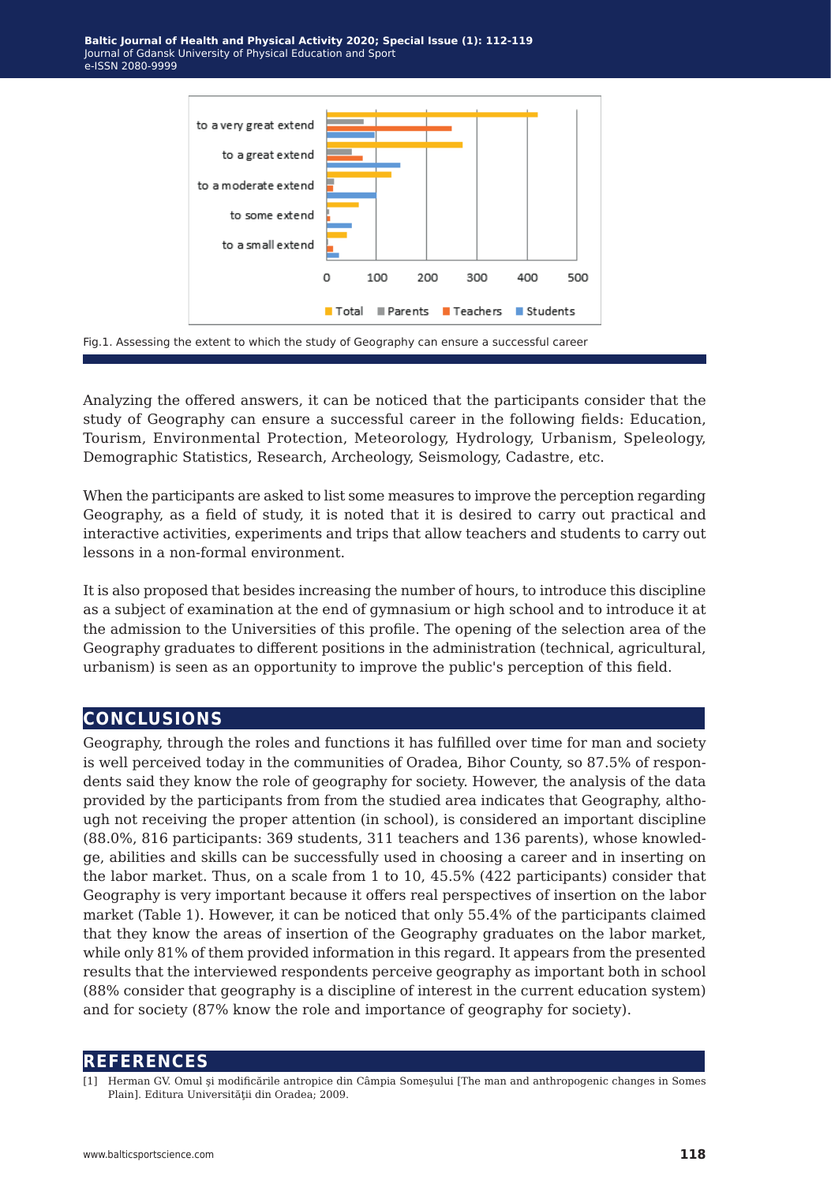Fig.1. Assessing the extent to which the study of Geography can ensure a successful career

Analyzing the offered answers, it can be noticed that the participants consider that the study of Geography can ensure a successful career in the following fields: Education, Tourism, Environmental Protection, Meteorology, Hydrology, Urbanism, Speleology, Demographic Statistics, Research, Archeology, Seismology, Cadastre, etc.

When the participants are asked to list some measures to improve the perception regarding Geography, as a field of study, it is noted that it is desired to carry out practical and interactive activities, experiments and trips that allow teachers and students to carry out lessons in a non-formal environment.

It is also proposed that besides increasing the number of hours, to introduce this discipline as a subject of examination at the end of gymnasium or high school and to introduce it at the admission to the Universities of this profile. The opening of the selection area of the Geography graduates to different positions in the administration (technical, agricultural, urbanism) is seen as an opportunity to improve the public's perception of this field.

## CONCLUSIONS

Geography, through the roles and functions it has fulfilled over time for man and society is well perceived today in the communities of Oradea, Bihor County, so 87.5% of respondents said they know the role of geography for society. However, the analysis of the data provided by the participants from from the studied area indicates that Geography, although not receiving the proper attention (in school), is considered an important discipline (88.0%, 816 participants: 369 students, 311 teachers and 136 parents), whose knowledge, abilities and skills can be successfully used in choosing a career and in inserting on the labor market. Thus, on a scale from 1 to 10, 45.5% (422 participants) consider that Geography is very important because it offers real perspectives of insertion on the labor market (Table 1). However, it can be noticed that only 55.4% of the participants claimed that they know the areas of insertion of the Geography graduates on the labor market, while only 81% of them provided information in this regard. It appears from the presented results that the interviewed respondents perceive geography as important both in school (88% consider that geography is a discipline of interest in the current education system) and for society (87% know the role and importance of geography for society).

## REFERENCES

[1] Herman GV. Omul şi modificările antropice din Câmpia Someşului [The man and anthropogenic changes in Somes Plain]. Editura Universităţii din Oradea; 2009.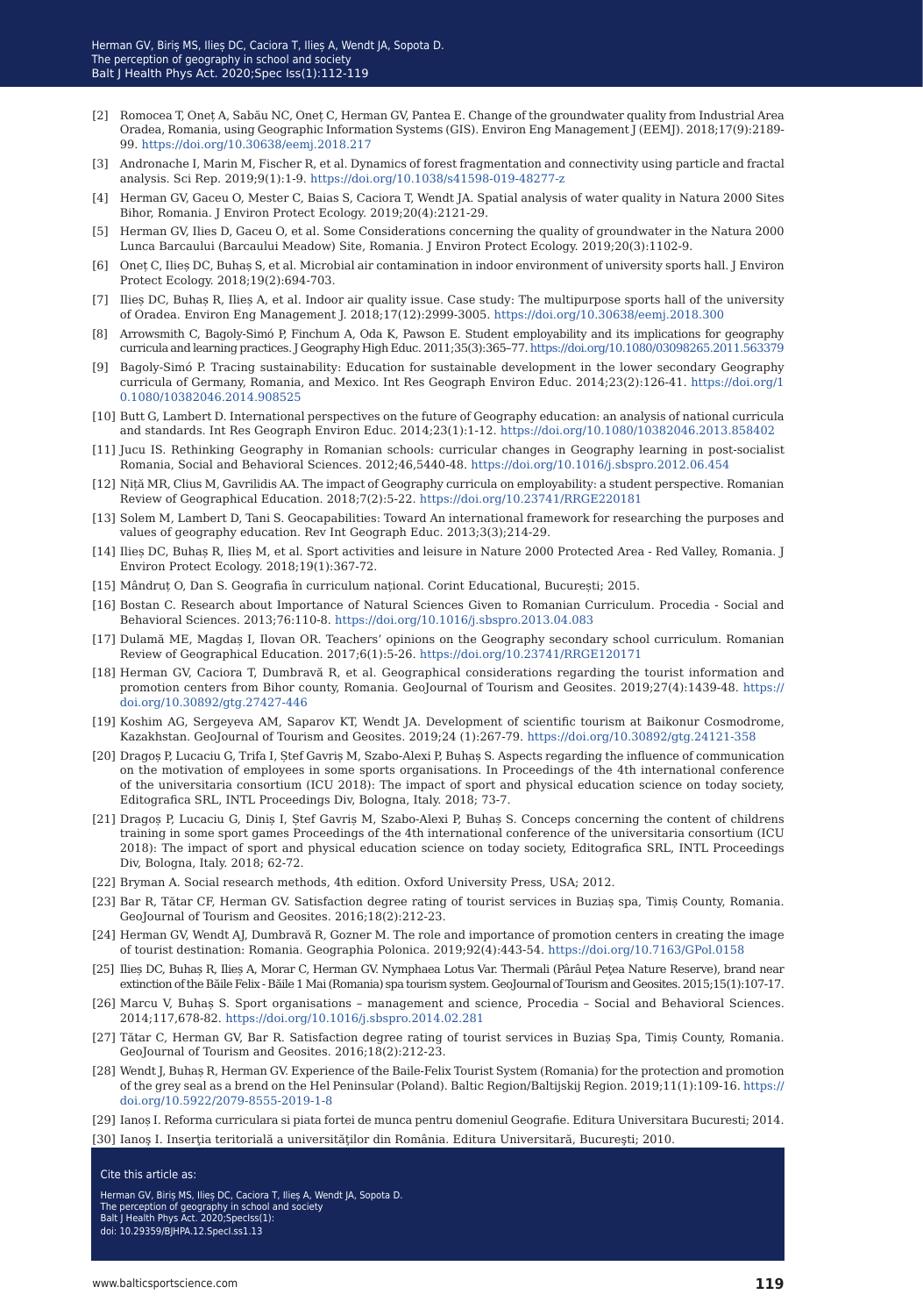[2] Romocea T, Oneț A, Sabău NC, Oneț C, Herman GV, Pantea E. Change of the groundwater quality from Industrial Area Oradea, Romania, using Geographic Information Systems (GIS). Environ Eng Management J (EEMJ). 2018;17(9):2189-99. https://doi.org/10.30638/eemj.2018.217

[3] Andronache I, Marin M, Fischer R, et al. Dynamics of forest fragmentation and connectivity using particle and fractal analysis. Sci Rep. 2019;9(1):1-9. https://doi.org/10.1038/s41598-019-48277-z

[4] Herman GV, Gaceu O, Mester C, Baias S, Caciora T, Wendt JA. Spatial analysis of water quality in Natura 2000 Sites Bihor, Romania. J Environ Protect Ecology. 2019;20(4):2121-29.

[5] Herman GV, Ilies D, Gaceu O, et al. Some Considerations concerning the quality of groundwater in the Natura 2000 Lunca Barcaului (Barcaului Meadow) Site, Romania. J Environ Protect Ecology. 2019;20(3):1102-9.

[6] Oneț C, Ilieș DC, Buhaș S, et al. Microbial air contamination in indoor environment of university sports hall. J Environ Protect Ecology. 2018;19(2):694-703.

[7] Ilieș DC, Buhaș R, Ilieș A, et al. Indoor air quality issue. Case study: The multipurpose sports hall of the university of Oradea. Environ Eng Management J. 2018;17(12):2999-3005. https://doi.org/10.30638/eemj.2018.300

[8] Arrowsmith C, Bagoly-Simó P, Finchum A, Oda K, Pawson E. Student employability and its implications for geography curricula and learning practices. J Geography High Educ. 2011;35(3):365–77. https://doi.org/10.1080/03098265.2011.563379

[9] Bagoly-Simó P. Tracing sustainability: Education for sustainable development in the lower secondary Geography curricula of Germany, Romania, and Mexico. Int Res Geograph Environ Educ. 2014;23(2):126-41. https://doi.org/10.1080/10382046.2014.908525

[10] Butt G, Lambert D. International perspectives on the future of Geography education: an analysis of national curricula and standards. Int Res Geograph Environ Educ. 2014;23(1):1-12. https://doi.org/10.1080/10382046.2013.858402

[11] Jucu IS. Rethinking Geography in Romanian schools: curricular changes in Geography learning in post-socialist Romania, Social and Behavioral Sciences. 2012;46,5440-48. https://doi.org/10.1016/j.sbspro.2012.06.454

[12] Niță MR, Clius M, Gavrilidis AA. The impact of Geography curricula on employability: a student perspective. Romanian Review of Geographical Education. 2018;7(2):5-22. https://doi.org/10.23741/RRGE220181

[13] Solem M, Lambert D, Tani S. Geocapabilities: Toward An international framework for researching the purposes and values of geography education. Rev Int Geograph Educ. 2013;3(3);214-29.

[14] Ilieș DC, Buhaș R, Ilieș M, et al. Sport activities and leisure in Nature 2000 Protected Area - Red Valley, Romania. J Environ Protect Ecology. 2018;19(1):367-72.

[15] Mândruț O, Dan S. Geografia în curriculum național. Corint Educational, București; 2015.

[16] Bostan C. Research about Importance of Natural Sciences Given to Romanian Curriculum. Procedia - Social and Behavioral Sciences. 2013;76:110-8. https://doi.org/10.1016/j.sbspro.2013.04.083

[17] Dulamă ME, Magdaș I, Ilovan OR. Teachers' opinions on the Geography secondary school curriculum. Romanian Review of Geographical Education. 2017;6(1):5-26. https://doi.org/10.23741/RRGE120171

[18] Herman GV, Caciora T, Dumbravă R, et al. Geographical considerations regarding the tourist information and promotion centers from Bihor county, Romania. GeoJournal of Tourism and Geosites. 2019;27(4):1439-48. https://doi.org/10.30892/gtg.27427-446

[19] Koshim AG, Sergeyeva AM, Saparov KT, Wendt JA. Development of scientific tourism at Baikonur Cosmodrome, Kazakhstan. GeoJournal of Tourism and Geosites. 2019;24 (1):267-79. https://doi.org/10.30892/gtg.24121-358

[20] Dragoș P, Lucaciu G, Trifa I, Ștef Gavriș M, Szabo-Alexi P, Buhaș S. Aspects regarding the influence of communication on the motivation of employees in some sports organisations. In Proceedings of the 4th international conference of the universitaria consortium (ICU 2018): The impact of sport and physical education science on today society, Editografica SRL, INTL Proceedings Div, Bologna, Italy. 2018; 73-7.

[21] Dragoș P, Lucaciu G, Diniș I, Ștef Gavriș M, Szabo-Alexi P, Buhaș S. Conceps concerning the content of childrens training in some sport games Proceedings of the 4th international conference of the universitaria consortium (ICU 2018): The impact of sport and physical education science on today society, Editografica SRL, INTL Proceedings Div, Bologna, Italy. 2018; 62-72.

[22] Bryman A. Social research methods, 4th edition. Oxford University Press, USA; 2012.

[23] Bar R, Tătar CF, Herman GV. Satisfaction degree rating of tourist services in Buziaș spa, Timiș County, Romania. GeoJournal of Tourism and Geosites. 2016;18(2):212-23.

[24] Herman GV, Wendt AJ, Dumbravă R, Gozner M. The role and importance of promotion centers in creating the image of tourist destination: Romania. Geographia Polonica. 2019;92(4):443-54. https://doi.org/10.7163/GPol.0158

[25] Ilieș DC, Buhaș R, Ilieș A, Morar C, Herman GV. Nymphaea Lotus Var. Thermali (Pârâul Pețea Nature Reserve), brand near extinction of the Băile Felix - Băile 1 Mai (Romania) spa tourism system. GeoJournal of Tourism and Geosites. 2015;15(1):107-17.

[26] Marcu V, Buhaș S. Sport organisations – management and science, Procedia – Social and Behavioral Sciences. 2014;117,678-82. https://doi.org/10.1016/j.sbspro.2014.02.281

[27] Tătar C, Herman GV, Bar R. Satisfaction degree rating of tourist services in Buziaș Spa, Timiș County, Romania. GeoJournal of Tourism and Geosites. 2016;18(2):212-23.

[28] Wendt J, Buhaș R, Herman GV. Experience of the Baile-Felix Tourist System (Romania) for the protection and promotion of the grey seal as a brend on the Hel Peninsular (Poland). Baltic Region/Baltijskij Region. 2019;11(1):109-16. https://doi.org/10.5922/2079-8555-2019-1-8

[29] Ianoș I. Reforma curriculara si piata fortei de munca pentru domeniul Geografie. Editura Universitara Bucuresti; 2014.

[30] Ianoș I. Inserția teritorială a universităților din România. Editura Universitară, București; 2010.

Cite this article as:

Herman GV, Biriș MS, Ilieș DC, Caciora T, Ilieș A, Wendt JA, Sopota D.
The perception of geography in school and society
Balt J Health Phys Act. 2020;SpecIss(1):
doi: 10.29359/BJHPA.12.Spec.Iss1.13